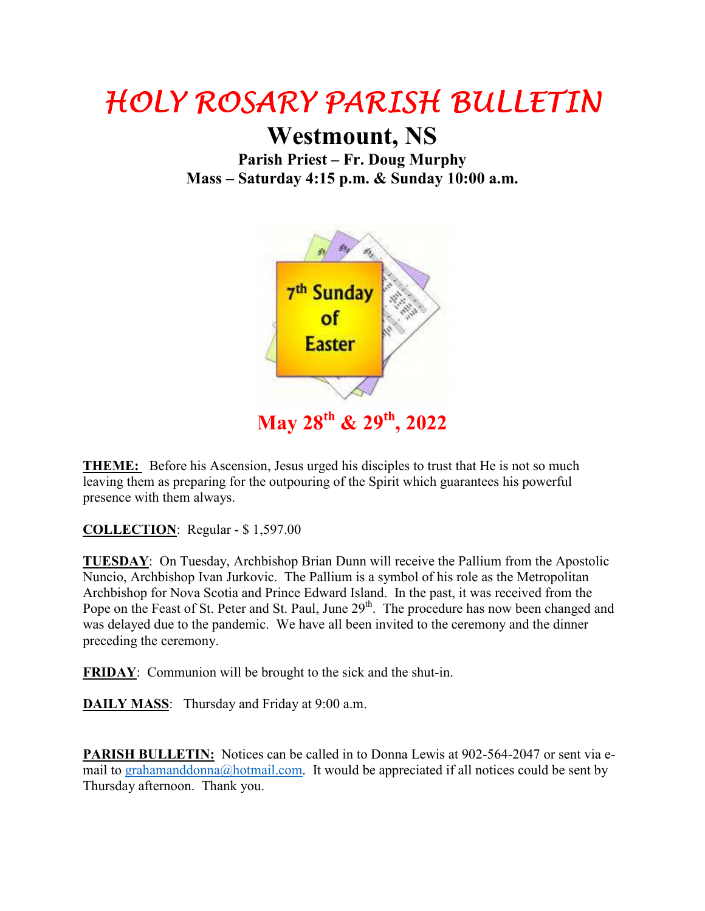# HOLY ROSARY PARISH BULLETIN

## Westmount, NS

**Parish Priest – Fr. Doug Murphy**
**Mass – Saturday 4:15 p.m. & Sunday 10:00 a.m.**

7th Sunday of Easter

## May 28th & 29th, 2022

**THEME:** Before his Ascension, Jesus urged his disciples to trust that He is not so much leaving them as preparing for the outpouring of the Spirit which guarantees his powerful presence with them always.

**COLLECTION**: Regular - $ 1,597.00

**TUESDAY**: On Tuesday, Archbishop Brian Dunn will receive the Pallium from the Apostolic Nuncio, Archbishop Ivan Jurkovic. The Pallium is a symbol of his role as the Metropolitan Archbishop for Nova Scotia and Prince Edward Island. In the past, it was received from the Pope on the Feast of St. Peter and St. Paul, June 29th. The procedure has now been changed and was delayed due to the pandemic. We have all been invited to the ceremony and the dinner preceding the ceremony.

**FRIDAY**: Communion will be brought to the sick and the shut-in.

**DAILY MASS**: Thursday and Friday at 9:00 a.m.

**PARISH BULLETIN:** Notices can be called in to Donna Lewis at 902-564-2047 or sent via e-mail to grahamanddonna@hotmail.com. It would be appreciated if all notices could be sent by Thursday afternoon. Thank you.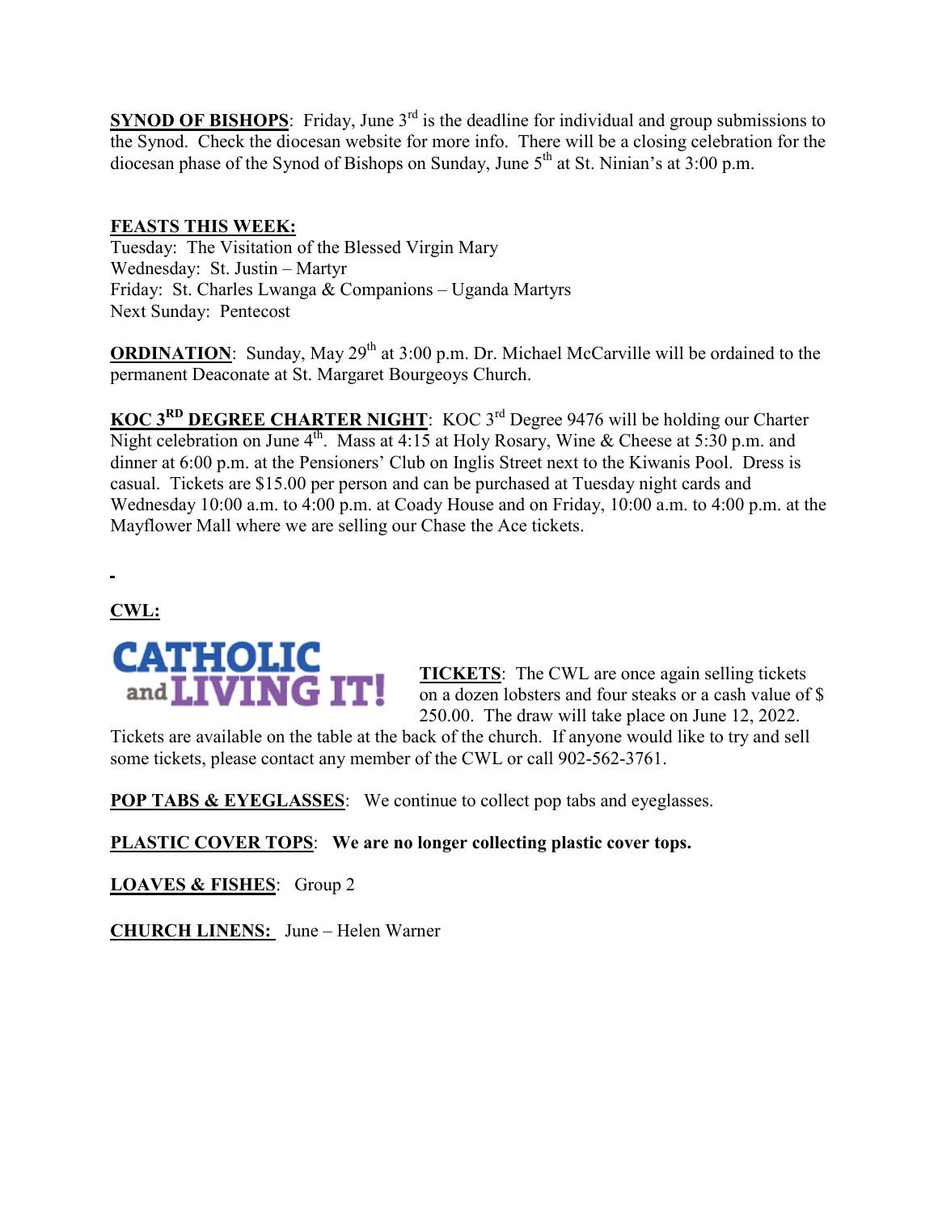**SYNOD OF BISHOPS**: Friday, June 3rd is the deadline for individual and group submissions to the Synod. Check the diocesan website for more info. There will be a closing celebration for the diocesan phase of the Synod of Bishops on Sunday, June 5th at St. Ninian's at 3:00 p.m.

**FEASTS THIS WEEK:**

Tuesday: The Visitation of the Blessed Virgin Mary
Wednesday: St. Justin – Martyr
Friday: St. Charles Lwanga & Companions – Uganda Martyrs
Next Sunday: Pentecost

**ORDINATION**: Sunday, May 29th at 3:00 p.m. Dr. Michael McCarville will be ordained to the permanent Deaconate at St. Margaret Bourgeoys Church.

**KOC 3RD DEGREE CHARTER NIGHT**: KOC 3rd Degree 9476 will be holding our Charter Night celebration on June 4th. Mass at 4:15 at Holy Rosary, Wine & Cheese at 5:30 p.m. and dinner at 6:00 p.m. at the Pensioners' Club on Inglis Street next to the Kiwanis Pool. Dress is casual. Tickets are $15.00 per person and can be purchased at Tuesday night cards and Wednesday 10:00 a.m. to 4:00 p.m. at Coady House and on Friday, 10:00 a.m. to 4:00 p.m. at the Mayflower Mall where we are selling our Chase the Ace tickets.

**CWL:**

CATHOLIC and LIVING IT!

**TICKETS**: The CWL are once again selling tickets on a dozen lobsters and four steaks or a cash value of $ 250.00. The draw will take place on June 12, 2022. Tickets are available on the table at the back of the church. If anyone would like to try and sell some tickets, please contact any member of the CWL or call 902-562-3761.

**POP TABS & EYEGLASSES**: We continue to collect pop tabs and eyeglasses.

**PLASTIC COVER TOPS**: **We are no longer collecting plastic cover tops.**

**LOAVES & FISHES**: Group 2

**CHURCH LINENS:** June – Helen Warner